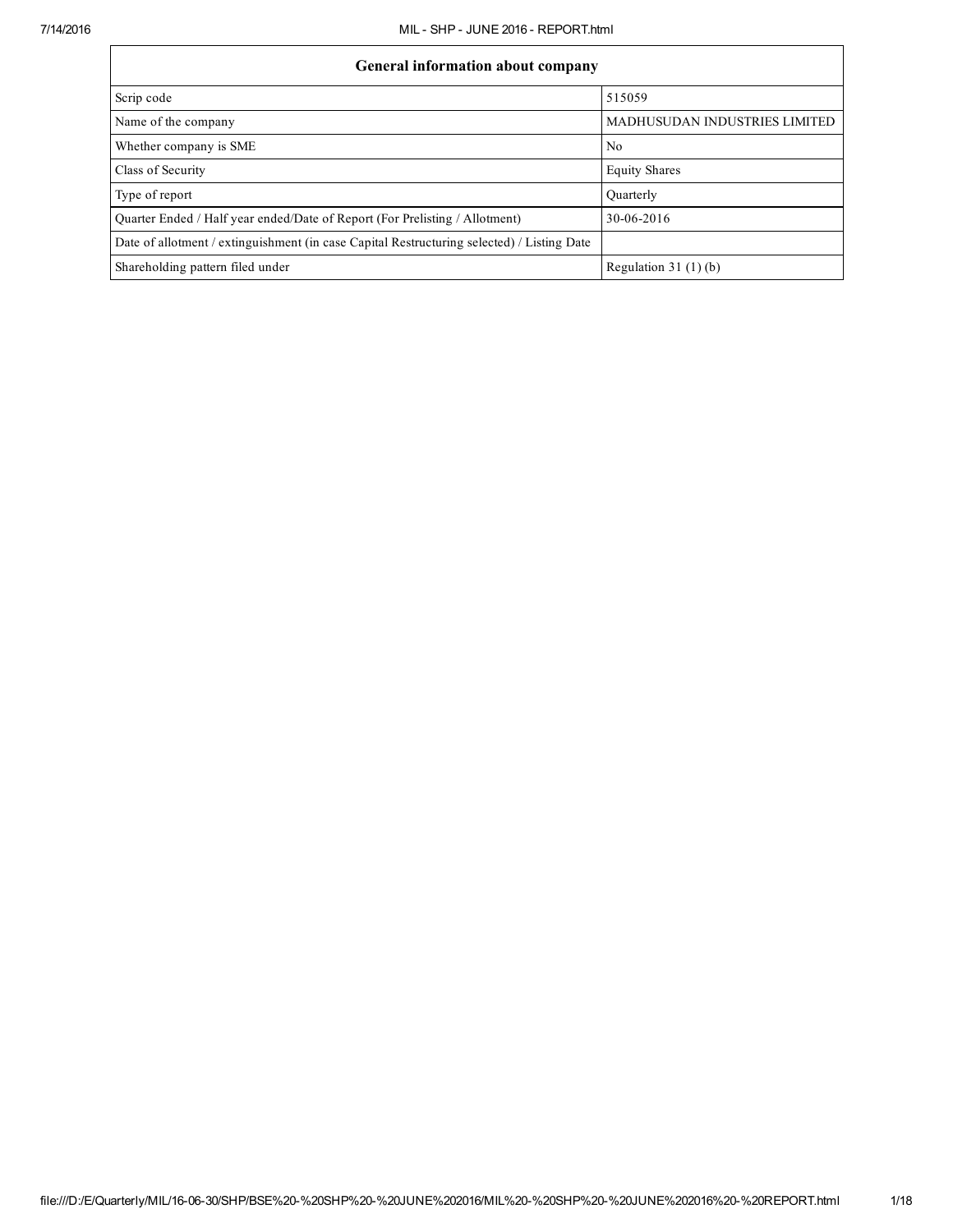| General information about company | |
|---|---|
| Scrip code | 515059 |
| Name of the company | MADHUSUDAN INDUSTRIES LIMITED |
| Whether company is SME | No |
| Class of Security | Equity Shares |
| Type of report | Quarterly |
| Quarter Ended / Half year ended/Date of Report (For Prelisting / Allotment) | 30-06-2016 |
| Date of allotment / extinguishment (in case Capital Restructuring selected) / Listing Date | |
| Shareholding pattern filed under | Regulation 31 (1) (b) |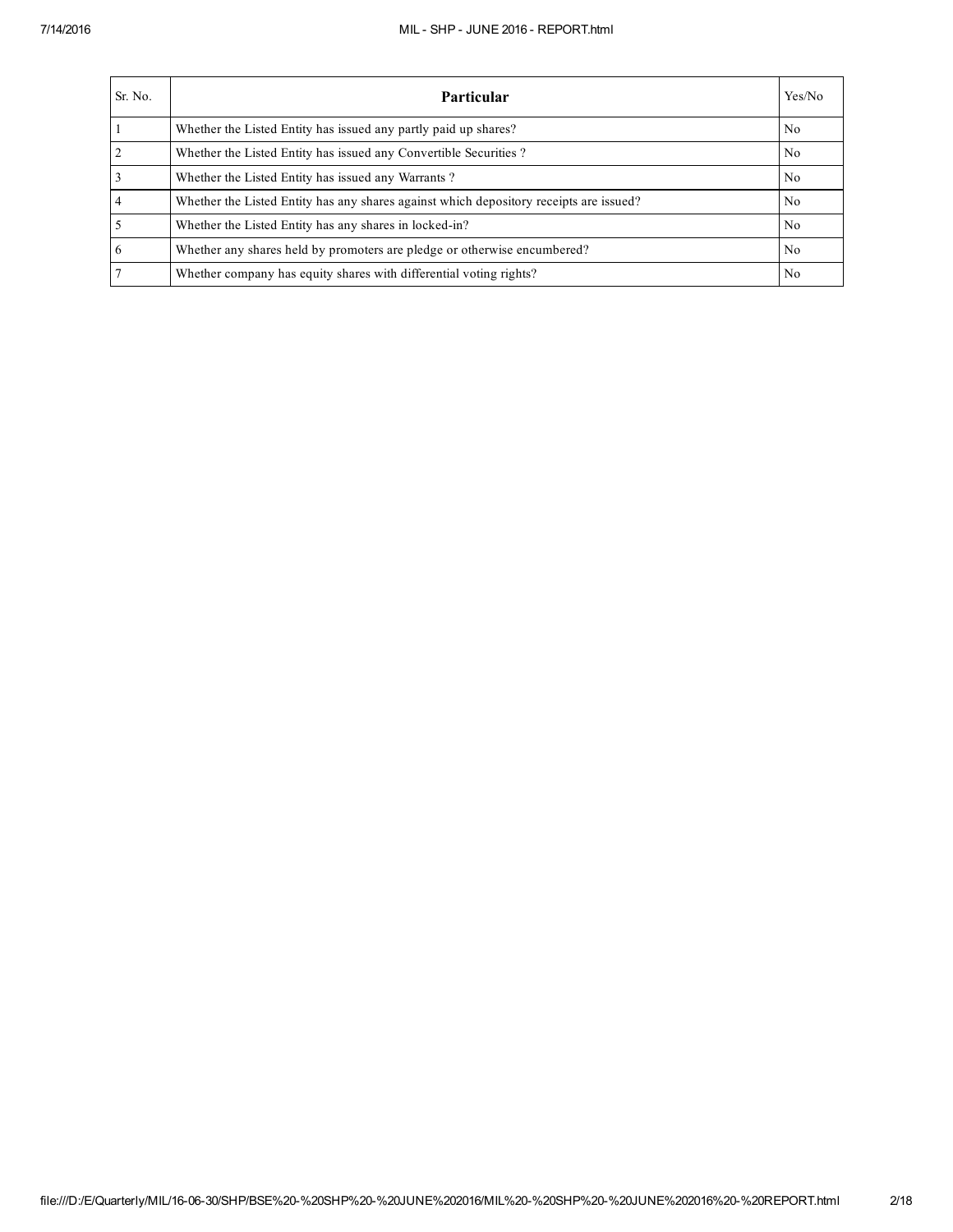| Sr. No. | Particular | Yes/No |
|---|---|---|
| 1 | Whether the Listed Entity has issued any partly paid up shares? | No |
| 2 | Whether the Listed Entity has issued any Convertible Securities ? | No |
| 3 | Whether the Listed Entity has issued any Warrants ? | No |
| 4 | Whether the Listed Entity has any shares against which depository receipts are issued? | No |
| 5 | Whether the Listed Entity has any shares in locked-in? | No |
| 6 | Whether any shares held by promoters are pledge or otherwise encumbered? | No |
| 7 | Whether company has equity shares with differential voting rights? | No |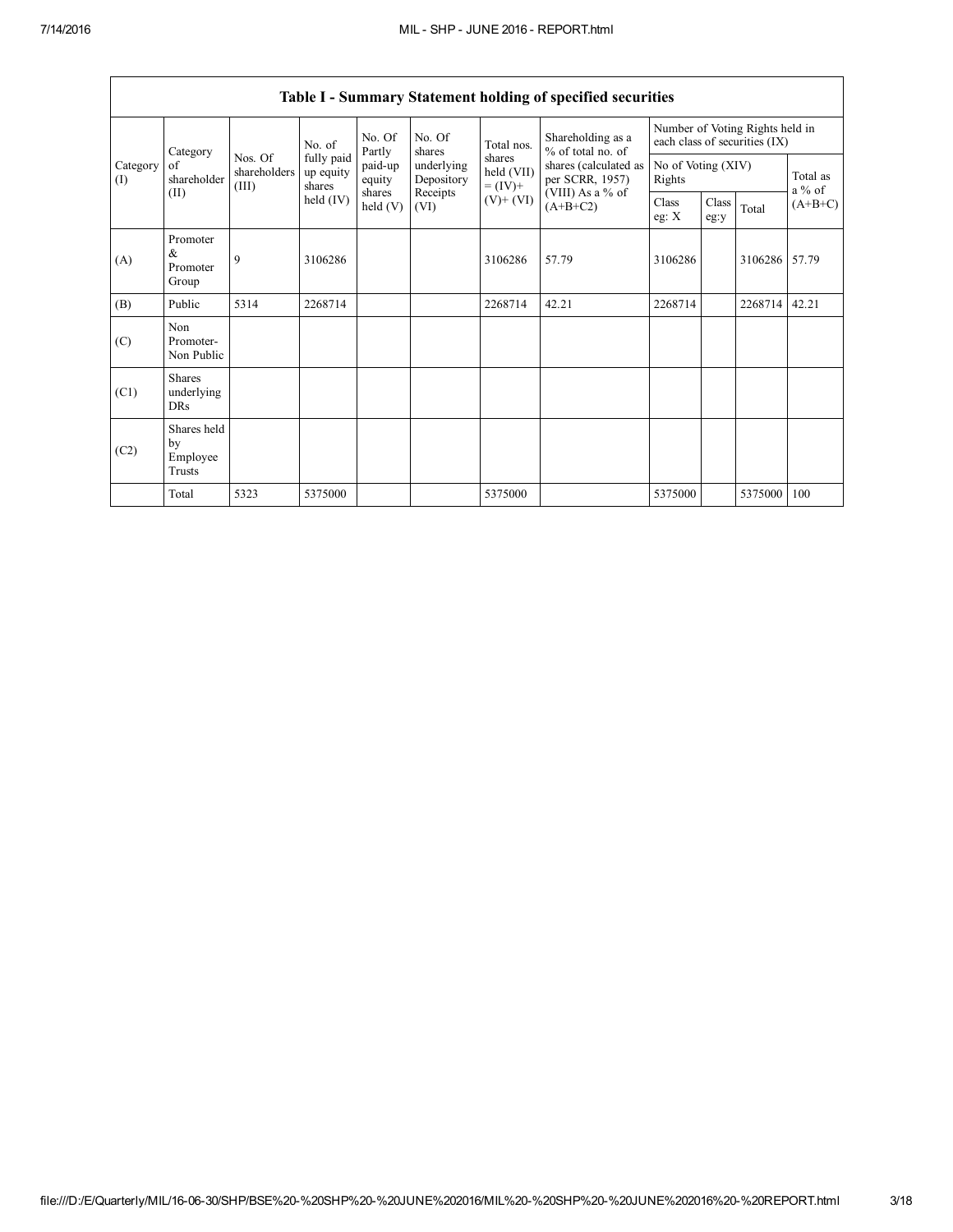| Table I - Summary Statement holding of specified securities | | | | | | | | | | | | |
|---|---|---|---|---|---|---|---|---|---|---|---|---|
| Category (I) | Category of shareholder (II) | Nos. Of shareholders (III) | No. of fully paid up equity shares held (IV) | No. Of Partly paid-up equity shares held (V) | No. Of shares underlying Depository Receipts (VI) | Total nos. shares held (VII) = (IV)+ (V)+ (VI) | Shareholding as a % of total no. of shares (calculated as per SCRR, 1957) (VIII) As a % of (A+B+C2) | Number of Voting Rights held in each class of securities (IX) | | | |
| | | | | | | | | No of Voting (XIV) Rights | | | Total as a % of (A+B+C) |
| | | | | | | | | Class eg: X | Class eg:y | Total | |
| (A) | Promoter & Promoter Group | 9 | 3106286 | | | 3106286 | 57.79 | 3106286 | | 3106286 | 57.79 |
| (B) | Public | 5314 | 2268714 | | | 2268714 | 42.21 | 2268714 | | 2268714 | 42.21 |
| (C) | Non Promoter- Non Public | | | | | | | | | | |
| (C1) | Shares underlying DRs | | | | | | | | | | |
| (C2) | Shares held by Employee Trusts | | | | | | | | | | |
| | Total | 5323 | 5375000 | | | 5375000 | | 5375000 | | 5375000 | 100 |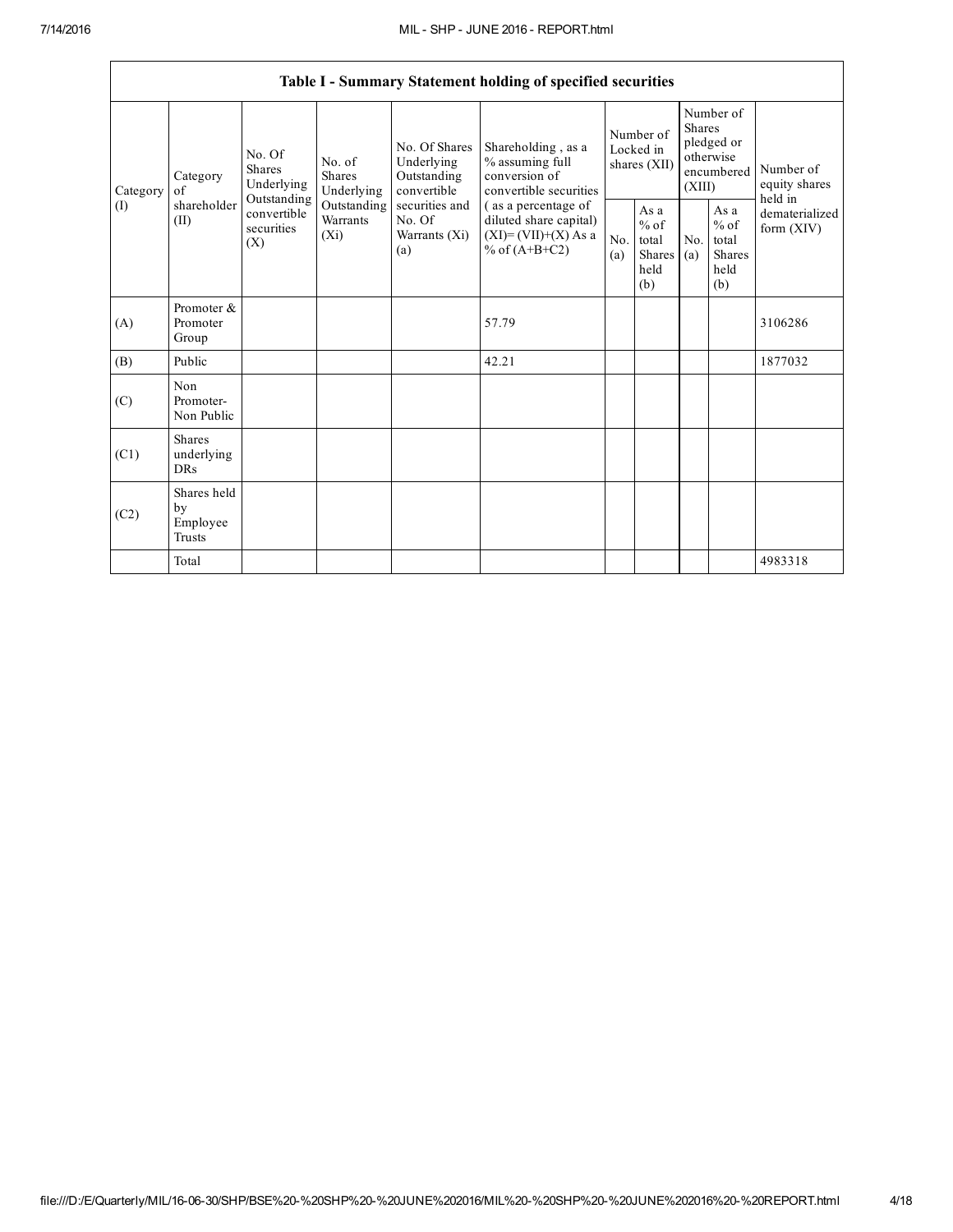| Table I - Summary Statement holding of specified securities | | | | | | | | | | | |
|---|---|---|---|---|---|---|---|---|---|---|---|
| Category (I) | Category of shareholder (II) | No. Of Shares Underlying Outstanding convertible securities (X) | No. of Shares Underlying Outstanding Warrants (Xi) | No. Of Shares Underlying Outstanding convertible securities and No. Of Warrants (Xi) (a) | Shareholding , as a % assuming full conversion of convertible securities ( as a percentage of diluted share capital) (XI)= (VII)+(X) As a % of (A+B+C2) | Number of Locked in shares (XII) | | Number of Shares pledged or otherwise encumbered (XIII) | | Number of equity shares held in dematerialized form (XIV) |
| | | | | | | No. (a) | As a % of total Shares held (b) | No. (a) | As a % of total Shares held (b) | |
| (A) | Promoter & Promoter Group | | | | 57.79 | | | | | 3106286 |
| (B) | Public | | | | 42.21 | | | | | 1877032 |
| (C) | Non Promoter- Non Public | | | | | | | | | |
| (C1) | Shares underlying DRs | | | | | | | | | |
| (C2) | Shares held by Employee Trusts | | | | | | | | | |
| | Total | | | | | | | | | 4983318 |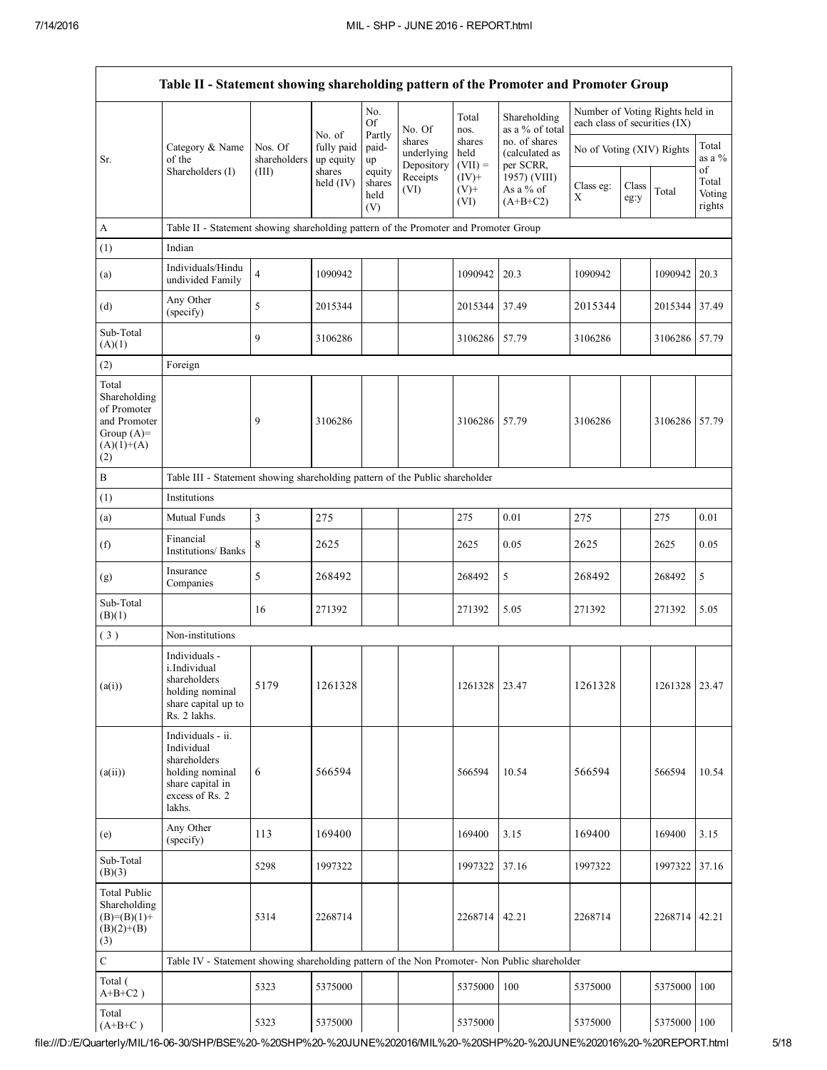| Table II - Statement showing shareholding pattern of the Promoter and Promoter Group | | | | | | | | | | | |
|---|---|---|---|---|---|---|---|---|---|---|---|
| Sr. | Category & Name of the Shareholders (I) | Nos. Of shareholders (III) | No. of fully paid up equity shares held (IV) | No. Of Partly paid-up equity shares held (V) | No. Of shares underlying Depository Receipts (VI) | Total nos. shares held (VII) = (IV)+ (V)+ (VI) | Shareholding as a % of total no. of shares (calculated as per SCRR, 1957) (VIII) As a % of (A+B+C2) | Number of Voting Rights held in each class of securities (IX) | | | |
| | | | | | | | | No of Voting (XIV) Rights | | | Total as a % of Total Voting rights |
| | | | | | | | | Class eg: X | Class eg:y | Total | |
| A | Table II - Statement showing shareholding pattern of the Promoter and Promoter Group | | | | | | | | | | |
| (1) | Indian | | | | | | | | | | |
| (a) | Individuals/Hindu undivided Family | 4 | 1090942 | | | 1090942 | 20.3 | 1090942 | | 1090942 | 20.3 |
| (d) | Any Other (specify) | 5 | 2015344 | | | 2015344 | 37.49 | 2015344 | | 2015344 | 37.49 |
| Sub-Total (A)(1) | | 9 | 3106286 | | | 3106286 | 57.79 | 3106286 | | 3106286 | 57.79 |
| (2) | Foreign | | | | | | | | | | |
| Total Shareholding of Promoter and Promoter Group (A)= (A)(1)+(A)(2) | | 9 | 3106286 | | | 3106286 | 57.79 | 3106286 | | 3106286 | 57.79 |
| B | Table III - Statement showing shareholding pattern of the Public shareholder | | | | | | | | | | |
| (1) | Institutions | | | | | | | | | | |
| (a) | Mutual Funds | 3 | 275 | | | 275 | 0.01 | 275 | | 275 | 0.01 |
| (f) | Financial Institutions/ Banks | 8 | 2625 | | | 2625 | 0.05 | 2625 | | 2625 | 0.05 |
| (g) | Insurance Companies | 5 | 268492 | | | 268492 | 5 | 268492 | | 268492 | 5 |
| Sub-Total (B)(1) | | 16 | 271392 | | | 271392 | 5.05 | 271392 | | 271392 | 5.05 |
| ( 3 ) | Non-institutions | | | | | | | | | | |
| (a(i)) | Individuals - i.Individual shareholders holding nominal share capital up to Rs. 2 lakhs. | 5179 | 1261328 | | | 1261328 | 23.47 | 1261328 | | 1261328 | 23.47 |
| (a(ii)) | Individuals - ii. Individual shareholders holding nominal share capital in excess of Rs. 2 lakhs. | 6 | 566594 | | | 566594 | 10.54 | 566594 | | 566594 | 10.54 |
| (e) | Any Other (specify) | 113 | 169400 | | | 169400 | 3.15 | 169400 | | 169400 | 3.15 |
| Sub-Total (B)(3) | | 5298 | 1997322 | | | 1997322 | 37.16 | 1997322 | | 1997322 | 37.16 |
| Total Public Shareholding (B)=(B)(1)+ (B)(2)+(B)(3) | | 5314 | 2268714 | | | 2268714 | 42.21 | 2268714 | | 2268714 | 42.21 |
| C | Table IV - Statement showing shareholding pattern of the Non Promoter- Non Public shareholder | | | | | | | | | | |
| Total ( A+B+C2 ) | | 5323 | 5375000 | | | 5375000 | 100 | 5375000 | | 5375000 | 100 |
| Total (A+B+C ) | | 5323 | 5375000 | | | 5375000 | | 5375000 | | 5375000 | 100 |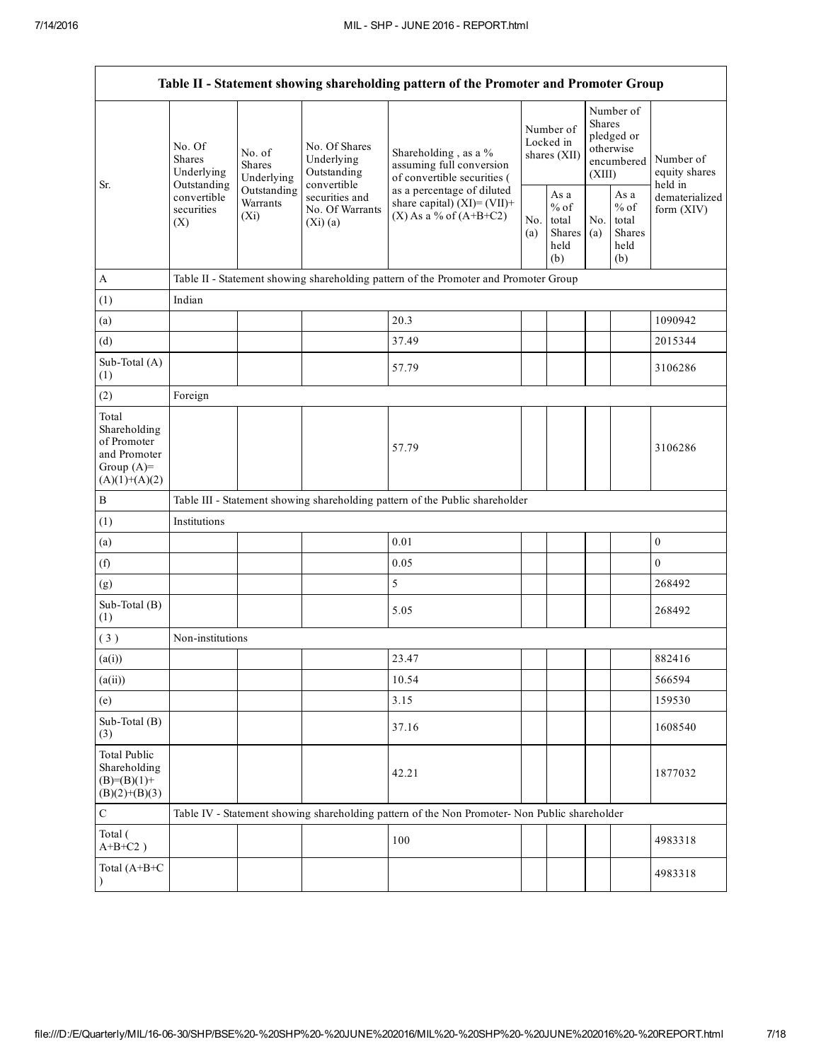| Table II - Statement showing shareholding pattern of the Promoter and Promoter Group | | | | | | | | | |
|---|---|---|---|---|---|---|---|---|---|
| Sr. | No. Of Shares Underlying Outstanding convertible securities (X) | No. of Shares Underlying Outstanding Warrants (Xi) | No. Of Shares Underlying Outstanding convertible securities and No. Of Warrants (Xi) (a) | Shareholding , as a % assuming full conversion of convertible securities ( as a percentage of diluted share capital) (XI)= (VII)+(X) As a % of (A+B+C2) | Number of Locked in shares (XII) | | Number of Shares pledged or otherwise encumbered (XIII) | | Number of equity shares held in dematerialized form (XIV) |
| | | | | | No. (a) | As a % of total Shares held (b) | No. (a) | As a % of total Shares held (b) | |
| A | Table II - Statement showing shareholding pattern of the Promoter and Promoter Group | | | | | | | | |
| (1) | Indian | | | | | | | | |
| (a) | | | | 20.3 | | | | | 1090942 |
| (d) | | | | 37.49 | | | | | 2015344 |
| Sub-Total (A)(1) | | | | 57.79 | | | | | 3106286 |
| (2) | Foreign | | | | | | | | |
| Total Shareholding of Promoter and Promoter Group (A)=(A)(1)+(A)(2) | | | | 57.79 | | | | | 3106286 |
| B | Table III - Statement showing shareholding pattern of the Public shareholder | | | | | | | | |
| (1) | Institutions | | | | | | | | |
| (a) | | | | 0.01 | | | | | 0 |
| (f) | | | | 0.05 | | | | | 0 |
| (g) | | | | 5 | | | | | 268492 |
| Sub-Total (B)(1) | | | | 5.05 | | | | | 268492 |
| ( 3 ) | Non-institutions | | | | | | | | |
| (a(i)) | | | | 23.47 | | | | | 882416 |
| (a(ii)) | | | | 10.54 | | | | | 566594 |
| (e) | | | | 3.15 | | | | | 159530 |
| Sub-Total (B)(3) | | | | 37.16 | | | | | 1608540 |
| Total Public Shareholding (B)=(B)(1)+(B)(2)+(B)(3) | | | | 42.21 | | | | | 1877032 |
| C | Table IV - Statement showing shareholding pattern of the Non Promoter- Non Public shareholder | | | | | | | | |
| Total ( A+B+C2 ) | | | | 100 | | | | | 4983318 |
| Total (A+B+C ) | | | | | | | | | 4983318 |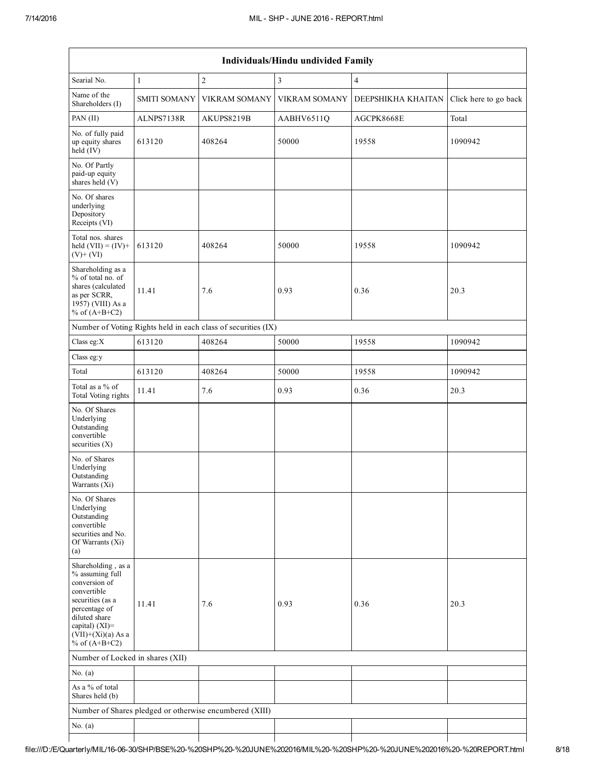| Individuals/Hindu undivided Family | | | | | |
|---|---|---|---|---|---|
| Searial No. | 1 | 2 | 3 | 4 | |
| Name of the Shareholders (I) | SMITI SOMANY | VIKRAM SOMANY | VIKRAM SOMANY | DEEPSHIKHA KHAITAN | Click here to go back |
| PAN (II) | ALNPS7138R | AKUPS8219B | AABHV6511Q | AGCPK8668E | Total |
| No. of fully paid up equity shares held (IV) | 613120 | 408264 | 50000 | 19558 | 1090942 |
| No. Of Partly paid-up equity shares held (V) | | | | | |
| No. Of shares underlying Depository Receipts (VI) | | | | | |
| Total nos. shares held (VII) = (IV)+ (V)+ (VI) | 613120 | 408264 | 50000 | 19558 | 1090942 |
| Shareholding as a % of total no. of shares (calculated as per SCRR, 1957) (VIII) As a % of (A+B+C2) | 11.41 | 7.6 | 0.93 | 0.36 | 20.3 |
| Number of Voting Rights held in each class of securities (IX) | | | | | |
| Class eg:X | 613120 | 408264 | 50000 | 19558 | 1090942 |
| Class eg:y | | | | | |
| Total | 613120 | 408264 | 50000 | 19558 | 1090942 |
| Total as a % of Total Voting rights | 11.41 | 7.6 | 0.93 | 0.36 | 20.3 |
| No. Of Shares Underlying Outstanding convertible securities (X) | | | | | |
| No. of Shares Underlying Outstanding Warrants (Xi) | | | | | |
| No. Of Shares Underlying Outstanding convertible securities and No. Of Warrants (Xi) (a) | | | | | |
| Shareholding , as a % assuming full conversion of convertible securities (as a percentage of diluted share capital) (XI)= (VII)+(Xi)(a) As a % of (A+B+C2) | 11.41 | 7.6 | 0.93 | 0.36 | 20.3 |
| Number of Locked in shares (XII) | | | | | |
| No. (a) | | | | | |
| As a % of total Shares held (b) | | | | | |
| Number of Shares pledged or otherwise encumbered (XIII) | | | | | |
| No. (a) | | | | | |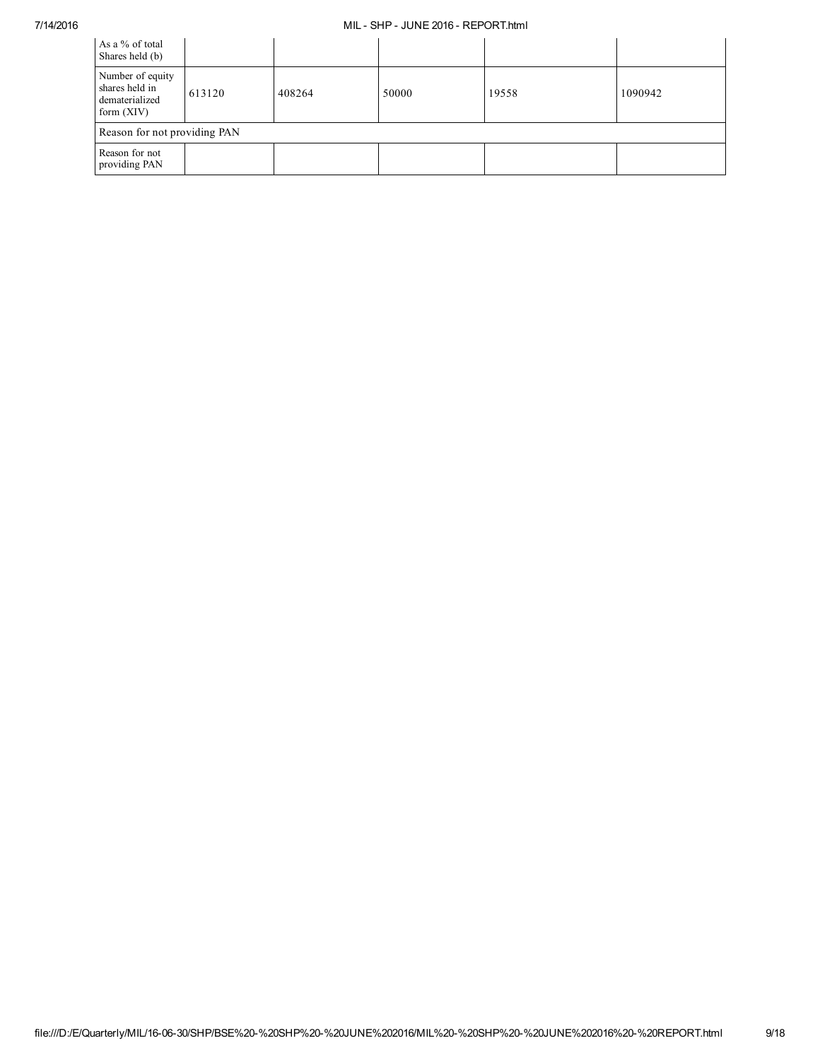| As a % of total Shares held (b) | | | | | |
|---|---|---|---|---|---|
| Number of equity shares held in dematerialized form (XIV) | 613120 | 408264 | 50000 | 19558 | 1090942 |
| Reason for not providing PAN | | | | | |
| Reason for not providing PAN | | | | | |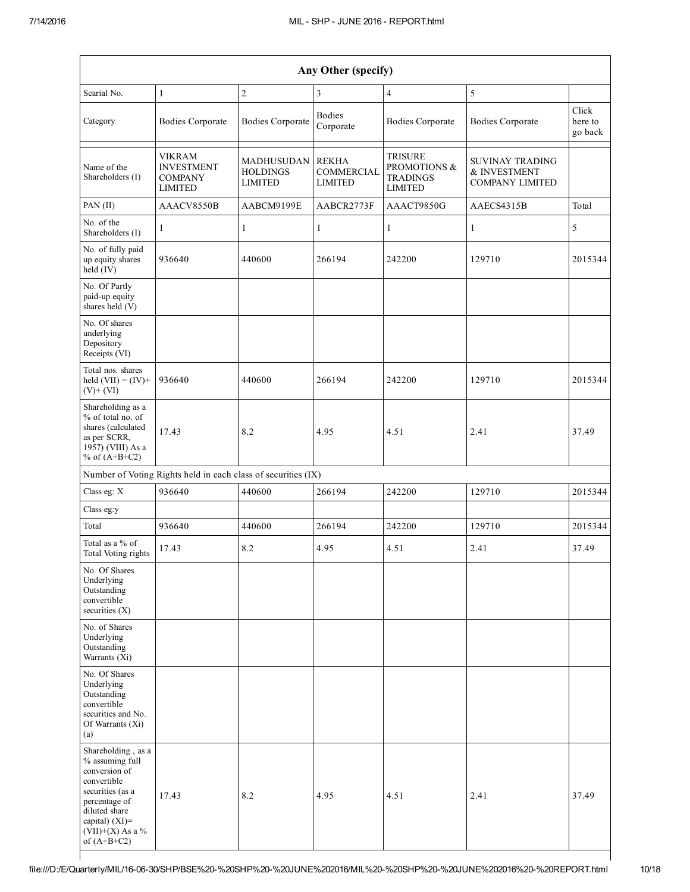| Any Other (specify) | | | | | | |
|---|---|---|---|---|---|---|
| Searial No. | 1 | 2 | 3 | 4 | 5 | |
| Category | Bodies Corporate | Bodies Corporate | Bodies Corporate | Bodies Corporate | Bodies Corporate | Click here to go back |
| Name of the Shareholders (I) | VIKRAM INVESTMENT COMPANY LIMITED | MADHUSUDAN HOLDINGS LIMITED | REKHA COMMERCIAL LIMITED | TRISURE PROMOTIONS & TRADINGS LIMITED | SUVINAY TRADING & INVESTMENT COMPANY LIMITED | |
| PAN (II) | AAACV8550B | AABCM9199E | AABCR2773F | AAACT9850G | AAECS4315B | Total |
| No. of the Shareholders (I) | 1 | 1 | 1 | 1 | 1 | 5 |
| No. of fully paid up equity shares held (IV) | 936640 | 440600 | 266194 | 242200 | 129710 | 2015344 |
| No. Of Partly paid-up equity shares held (V) | | | | | | |
| No. Of shares underlying Depository Receipts (VI) | | | | | | |
| Total nos. shares held (VII) = (IV)+ (V)+ (VI) | 936640 | 440600 | 266194 | 242200 | 129710 | 2015344 |
| Shareholding as a % of total no. of shares (calculated as per SCRR, 1957) (VIII) As a % of (A+B+C2) | 17.43 | 8.2 | 4.95 | 4.51 | 2.41 | 37.49 |
| Number of Voting Rights held in each class of securities (IX) | | | | | | |
| Class eg: X | 936640 | 440600 | 266194 | 242200 | 129710 | 2015344 |
| Class eg:y | | | | | | |
| Total | 936640 | 440600 | 266194 | 242200 | 129710 | 2015344 |
| Total as a % of Total Voting rights | 17.43 | 8.2 | 4.95 | 4.51 | 2.41 | 37.49 |
| No. Of Shares Underlying Outstanding convertible securities (X) | | | | | | |
| No. of Shares Underlying Outstanding Warrants (Xi) | | | | | | |
| No. Of Shares Underlying Outstanding convertible securities and No. Of Warrants (Xi) (a) | | | | | | |
| Shareholding , as a % assuming full conversion of convertible securities (as a percentage of diluted share capital) (XI)= (VII)+(X) As a % of (A+B+C2) | 17.43 | 8.2 | 4.95 | 4.51 | 2.41 | 37.49 |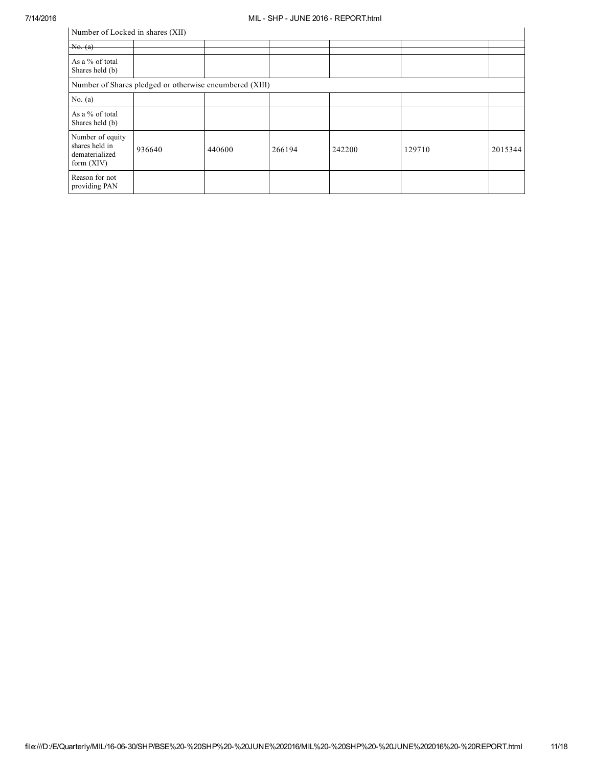| Number of Locked in shares (XII) | | | | | | |
| --- | --- | --- | --- | --- | --- | --- |
| No. (a) | | | | | | |
| As a % of total Shares held (b) | | | | | | |
| Number of Shares pledged or otherwise encumbered (XIII) | | | | | | |
| No. (a) | | | | | | |
| As a % of total Shares held (b) | | | | | | |
| Number of equity shares held in dematerialized form (XIV) | 936640 | 440600 | 266194 | 242200 | 129710 | 2015344 |
| Reason for not providing PAN | | | | | | |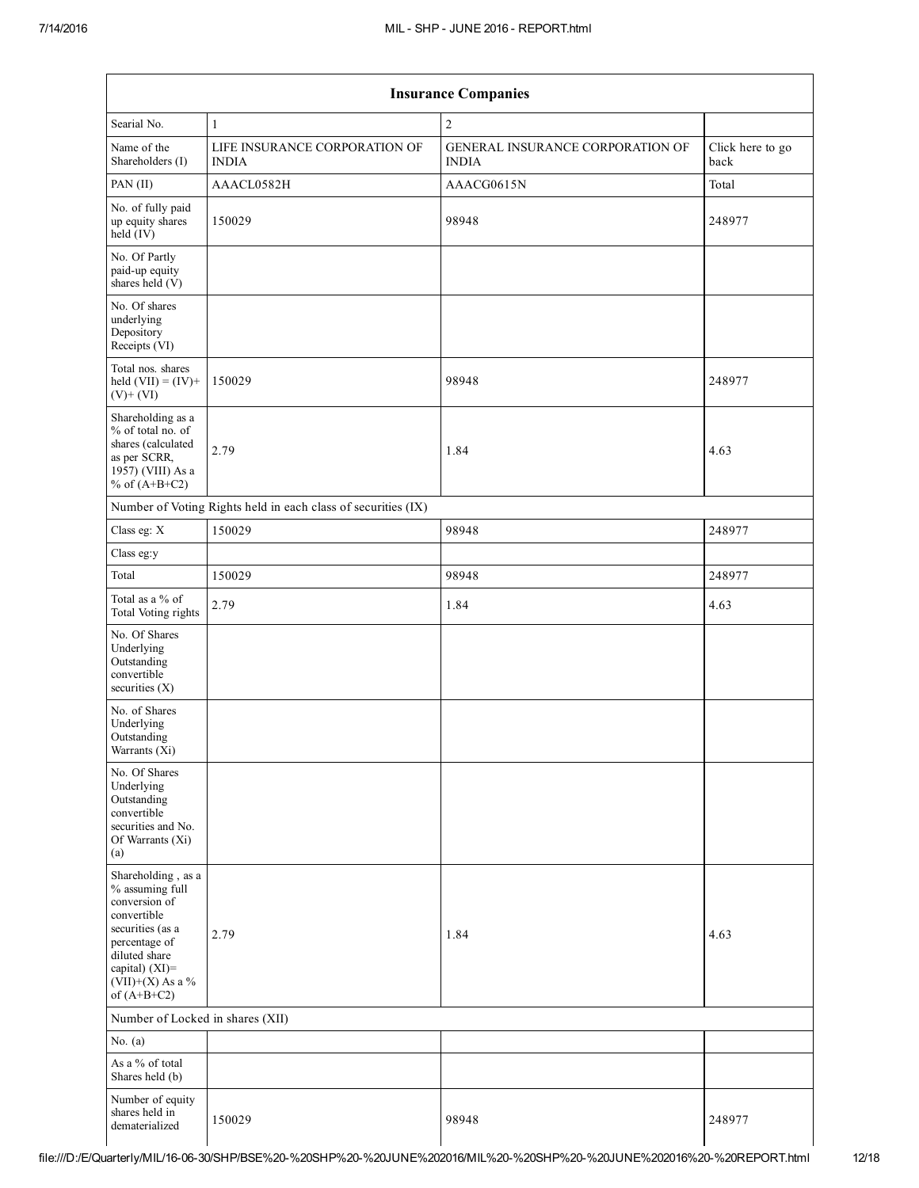| Insurance Companies | | | |
|---|---|---|---|
| Searial No. | 1 | 2 | |
| Name of the Shareholders (I) | LIFE INSURANCE CORPORATION OF INDIA | GENERAL INSURANCE CORPORATION OF INDIA | Click here to go back |
| PAN (II) | AAACL0582H | AAACG0615N | Total |
| No. of fully paid up equity shares held (IV) | 150029 | 98948 | 248977 |
| No. Of Partly paid-up equity shares held (V) | | | |
| No. Of shares underlying Depository Receipts (VI) | | | |
| Total nos. shares held (VII) = (IV)+ (V)+ (VI) | 150029 | 98948 | 248977 |
| Shareholding as a % of total no. of shares (calculated as per SCRR, 1957) (VIII) As a % of (A+B+C2) | 2.79 | 1.84 | 4.63 |
| Number of Voting Rights held in each class of securities (IX) | | | |
| Class eg: X | 150029 | 98948 | 248977 |
| Class eg:y | | | |
| Total | 150029 | 98948 | 248977 |
| Total as a % of Total Voting rights | 2.79 | 1.84 | 4.63 |
| No. Of Shares Underlying Outstanding convertible securities (X) | | | |
| No. of Shares Underlying Outstanding Warrants (Xi) | | | |
| No. Of Shares Underlying Outstanding convertible securities and No. Of Warrants (Xi) (a) | | | |
| Shareholding , as a % assuming full conversion of convertible securities (as a percentage of diluted share capital) (XI)= (VII)+(X) As a % of (A+B+C2) | 2.79 | 1.84 | 4.63 |
| Number of Locked in shares (XII) | | | |
| No. (a) | | | |
| As a % of total Shares held (b) | | | |
| Number of equity shares held in dematerialized | 150029 | 98948 | 248977 |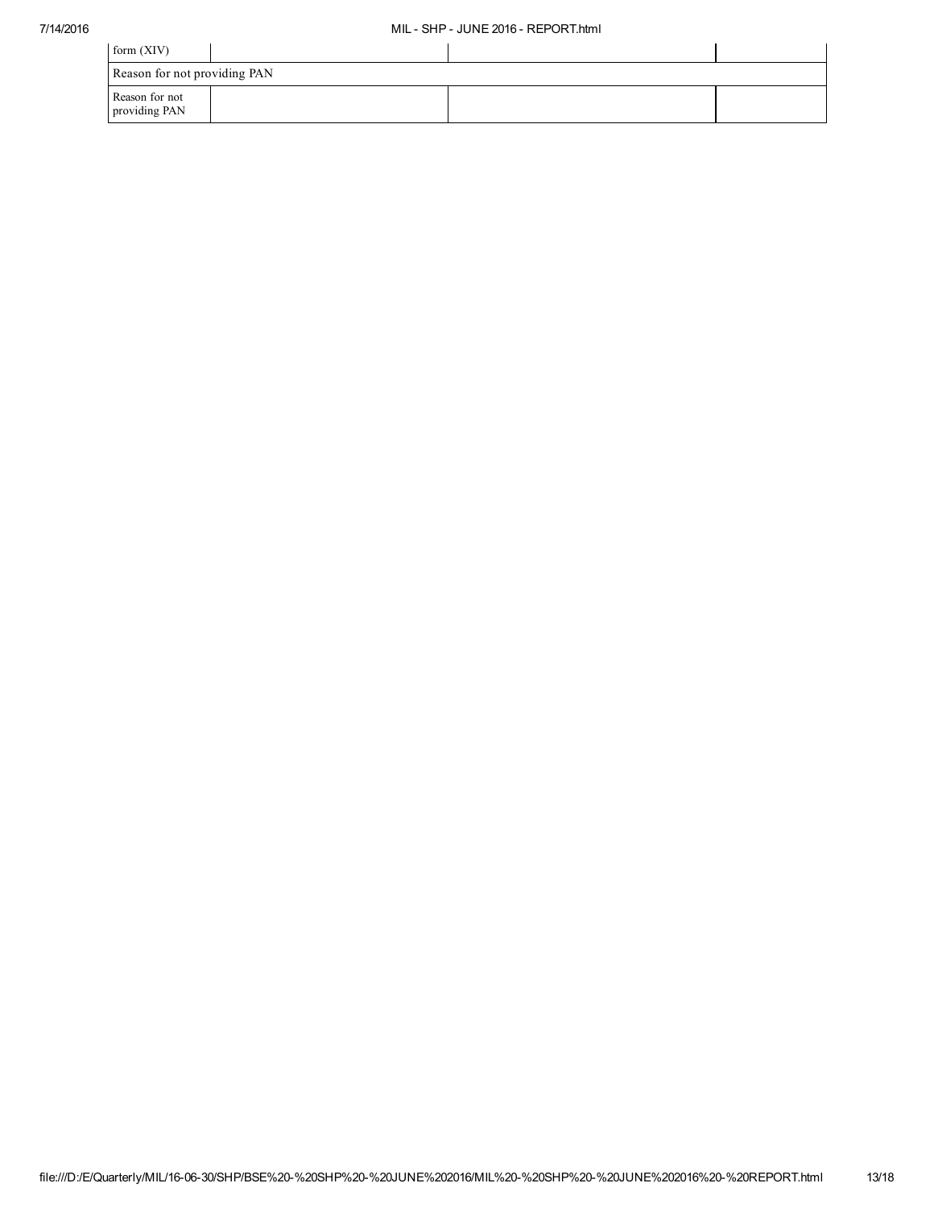| form (XIV) | | | |
|---|---|---|---|
| Reason for not providing PAN | | | |
| Reason for not providing PAN | | | |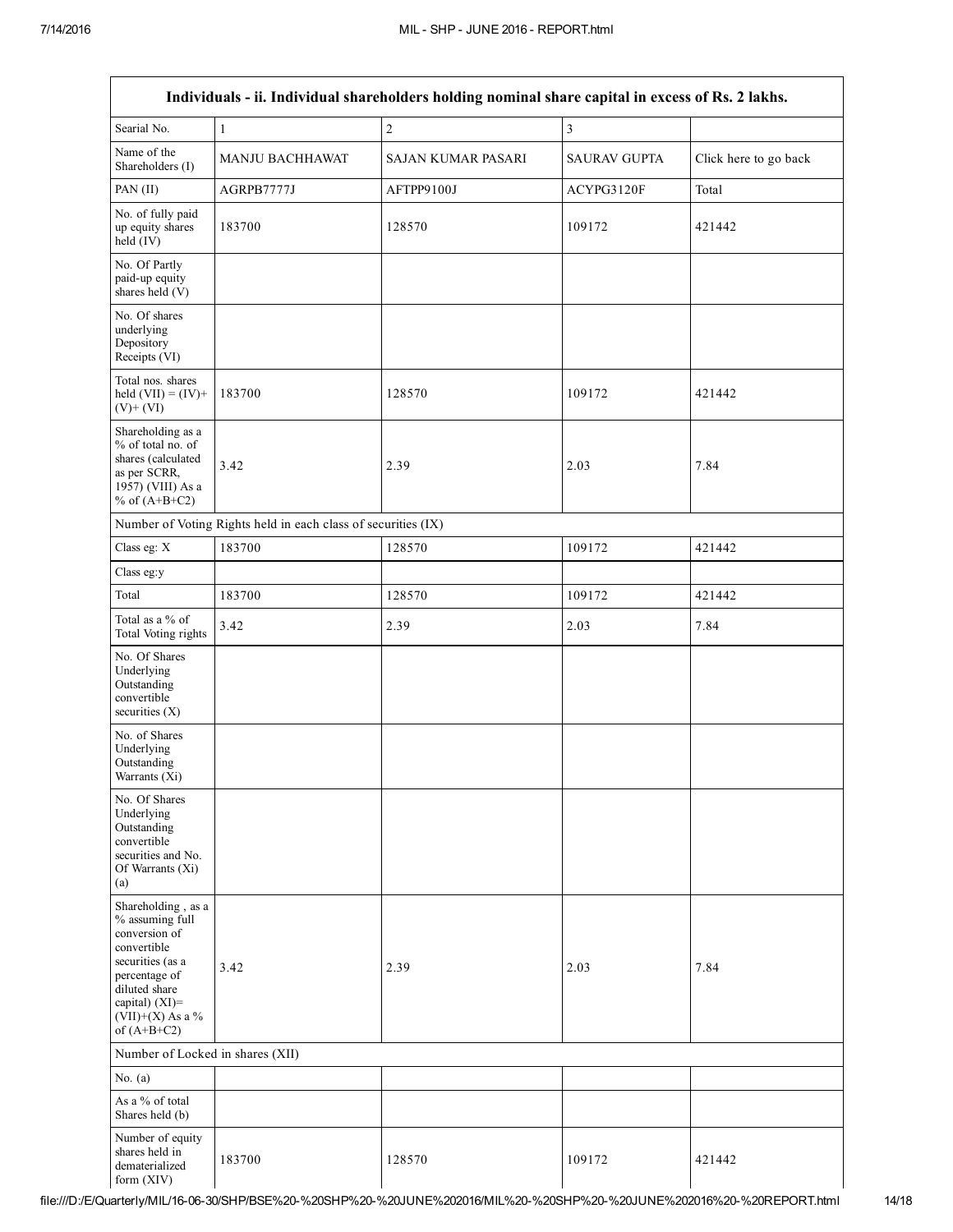| Individuals - ii. Individual shareholders holding nominal share capital in excess of Rs. 2 lakhs. | | | | |
|---|---|---|---|---|
| Searial No. | 1 | 2 | 3 | |
| Name of the Shareholders (I) | MANJU BACHHAWAT | SAJAN KUMAR PASARI | SAURAV GUPTA | Click here to go back |
| PAN (II) | AGRPB7777J | AFTPP9100J | ACYPG3120F | Total |
| No. of fully paid up equity shares held (IV) | 183700 | 128570 | 109172 | 421442 |
| No. Of Partly paid-up equity shares held (V) | | | | |
| No. Of shares underlying Depository Receipts (VI) | | | | |
| Total nos. shares held (VII) = (IV)+ (V)+ (VI) | 183700 | 128570 | 109172 | 421442 |
| Shareholding as a % of total no. of shares (calculated as per SCRR, 1957) (VIII) As a % of (A+B+C2) | 3.42 | 2.39 | 2.03 | 7.84 |
| Number of Voting Rights held in each class of securities (IX) | | | | |
| Class eg: X | 183700 | 128570 | 109172 | 421442 |
| Class eg:y | | | | |
| Total | 183700 | 128570 | 109172 | 421442 |
| Total as a % of Total Voting rights | 3.42 | 2.39 | 2.03 | 7.84 |
| No. Of Shares Underlying Outstanding convertible securities (X) | | | | |
| No. of Shares Underlying Outstanding Warrants (Xi) | | | | |
| No. Of Shares Underlying Outstanding convertible securities and No. Of Warrants (Xi) (a) | | | | |
| Shareholding , as a % assuming full conversion of convertible securities (as a percentage of diluted share capital) (XI)= (VII)+(X) As a % of (A+B+C2) | 3.42 | 2.39 | 2.03 | 7.84 |
| Number of Locked in shares (XII) | | | | |
| No. (a) | | | | |
| As a % of total Shares held (b) | | | | |
| Number of equity shares held in dematerialized form (XIV) | 183700 | 128570 | 109172 | 421442 |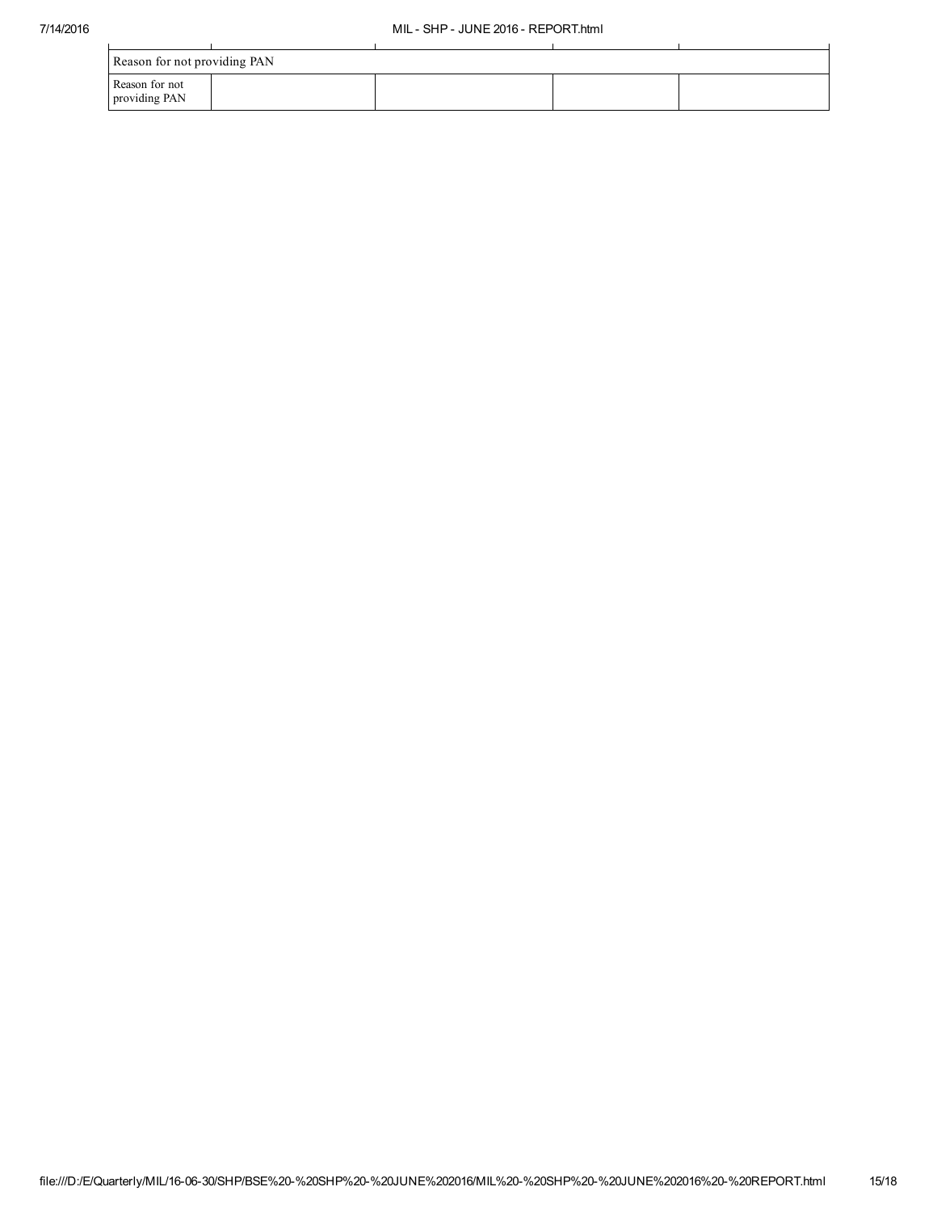| Reason for not providing PAN | | | | |
|---|---|---|---|---|
| Reason for not providing PAN | | | | |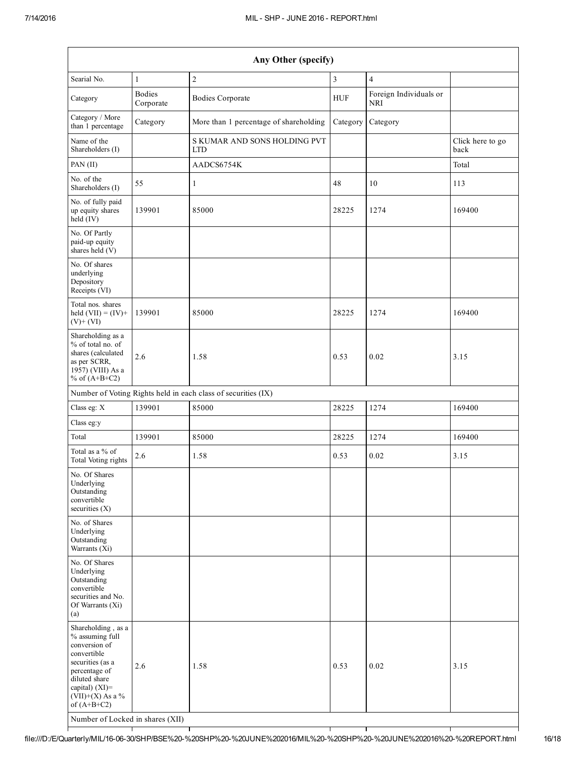| Any Other (specify) | | | | | |
|---|---|---|---|---|---|
| Searial No. | 1 | 2 | 3 | 4 | |
| Category | Bodies Corporate | Bodies Corporate | HUF | Foreign Individuals or NRI | |
| Category / More than 1 percentage | Category | More than 1 percentage of shareholding | Category | Category | |
| Name of the Shareholders (I) | | S KUMAR AND SONS HOLDING PVT LTD | | | Click here to go back |
| PAN (II) | | AADCS6754K | | | Total |
| No. of the Shareholders (I) | 55 | 1 | 48 | 10 | 113 |
| No. of fully paid up equity shares held (IV) | 139901 | 85000 | 28225 | 1274 | 169400 |
| No. Of Partly paid-up equity shares held (V) | | | | | |
| No. Of shares underlying Depository Receipts (VI) | | | | | |
| Total nos. shares held (VII) = (IV)+ (V)+ (VI) | 139901 | 85000 | 28225 | 1274 | 169400 |
| Shareholding as a % of total no. of shares (calculated as per SCRR, 1957) (VIII) As a % of (A+B+C2) | 2.6 | 1.58 | 0.53 | 0.02 | 3.15 |
| Number of Voting Rights held in each class of securities (IX) | | | | | |
| Class eg: X | 139901 | 85000 | 28225 | 1274 | 169400 |
| Class eg:y | | | | | |
| Total | 139901 | 85000 | 28225 | 1274 | 169400 |
| Total as a % of Total Voting rights | 2.6 | 1.58 | 0.53 | 0.02 | 3.15 |
| No. Of Shares Underlying Outstanding convertible securities (X) | | | | | |
| No. of Shares Underlying Outstanding Warrants (Xi) | | | | | |
| No. Of Shares Underlying Outstanding convertible securities and No. Of Warrants (Xi) (a) | | | | | |
| Shareholding , as a % assuming full conversion of convertible securities (as a percentage of diluted share capital) (XI)= (VII)+(X) As a % of (A+B+C2) | 2.6 | 1.58 | 0.53 | 0.02 | 3.15 |
| Number of Locked in shares (XII) | | | | | |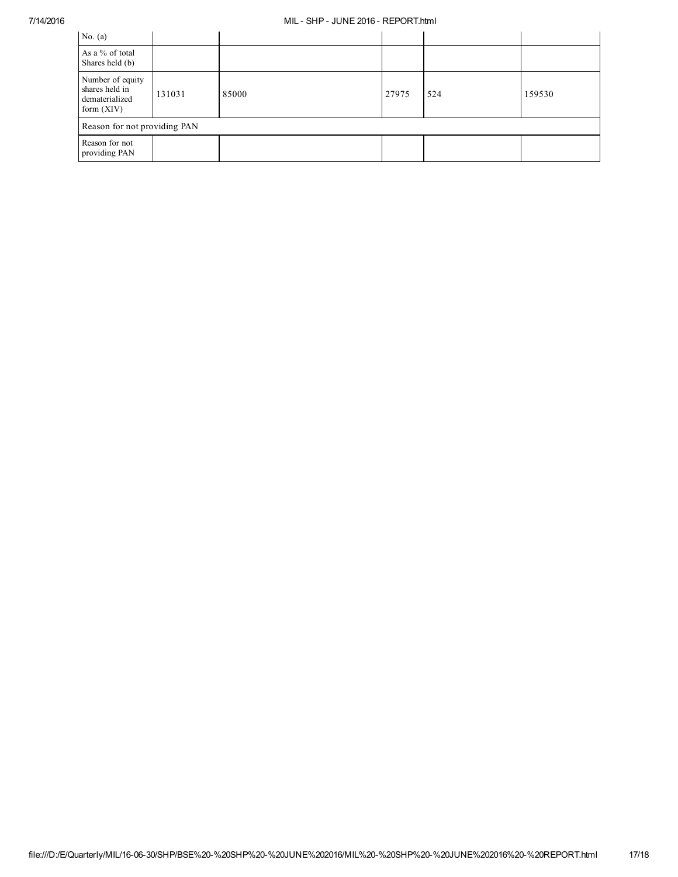| | | | | | |
|---|---|---|---|---|---|
| No. (a) | | | | | |
| As a % of total Shares held (b) | | | | | |
| Number of equity shares held in dematerialized form (XIV) | 131031 | 85000 | 27975 | 524 | 159530 |
| Reason for not providing PAN | | | | | |
| Reason for not providing PAN | | | | | |